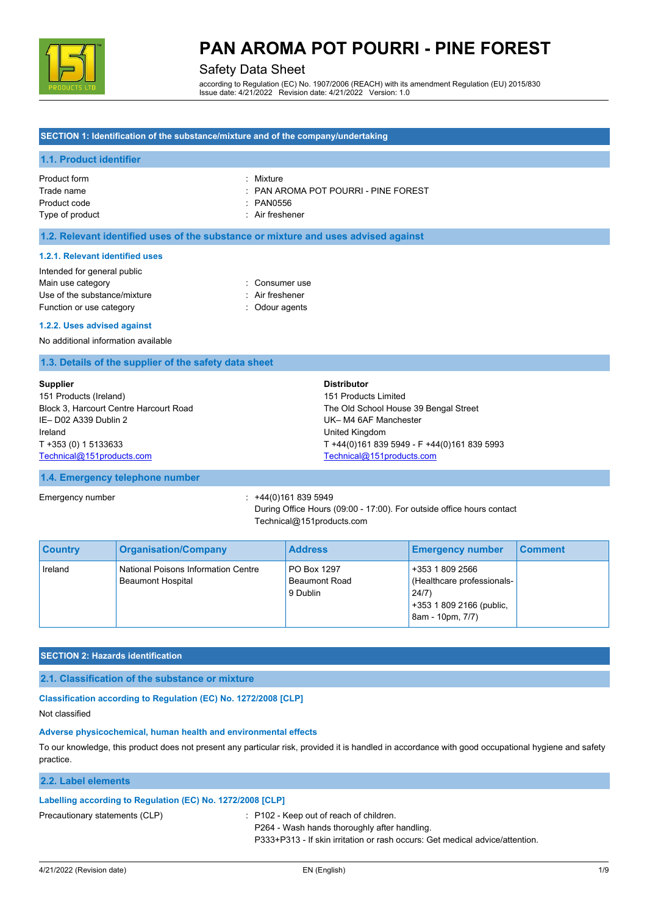# PAN AROMA POT POURRI - PINE FOREST

Safety Data Sheet

according to Regulation (EC) No. 1907/2006 (REACH) with its amendment Regulation (EU) 2015/830
Issue date: 4/21/2022 Revision date: 4/21/2022 Version: 1.0

## SECTION 1: Identification of the substance/mixture and of the company/undertaking

### 1.1. Product identifier

Product form : Mixture
Trade name : PAN AROMA POT POURRI - PINE FOREST
Product code : PAN0556
Type of product : Air freshener

### 1.2. Relevant identified uses of the substance or mixture and uses advised against

#### 1.2.1. Relevant identified uses

Intended for general public
Main use category : Consumer use
Use of the substance/mixture : Air freshener
Function or use category : Odour agents

#### 1.2.2. Uses advised against

No additional information available

### 1.3. Details of the supplier of the safety data sheet

**Supplier**
151 Products (Ireland)
Block 3, Harcourt Centre Harcourt Road
IE– D02 A339 Dublin 2
Ireland
T +353 (0) 1 5133633
Technical@151products.com

**Distributor**
151 Products Limited
The Old School House 39 Bengal Street
UK– M4 6AF Manchester
United Kingdom
T +44(0)161 839 5949 - F +44(0)161 839 5993
Technical@151products.com

### 1.4. Emergency telephone number

Emergency number : +44(0)161 839 5949
During Office Hours (09:00 - 17:00). For outside office hours contact Technical@151products.com

| Country | Organisation/Company | Address | Emergency number | Comment |
|---|---|---|---|---|
| Ireland | National Poisons Information Centre Beaumont Hospital | PO Box 1297 Beaumont Road 9 Dublin | +353 1 809 2566 (Healthcare professionals-24/7) +353 1 809 2166 (public, 8am - 10pm, 7/7) | |

## SECTION 2: Hazards identification

### 2.1. Classification of the substance or mixture

#### Classification according to Regulation (EC) No. 1272/2008 [CLP]

Not classified

#### Adverse physicochemical, human health and environmental effects

To our knowledge, this product does not present any particular risk, provided it is handled in accordance with good occupational hygiene and safety practice.

### 2.2. Label elements

#### Labelling according to Regulation (EC) No. 1272/2008 [CLP]

Precautionary statements (CLP) : P102 - Keep out of reach of children.
P264 - Wash hands thoroughly after handling.
P333+P313 - If skin irritation or rash occurs: Get medical advice/attention.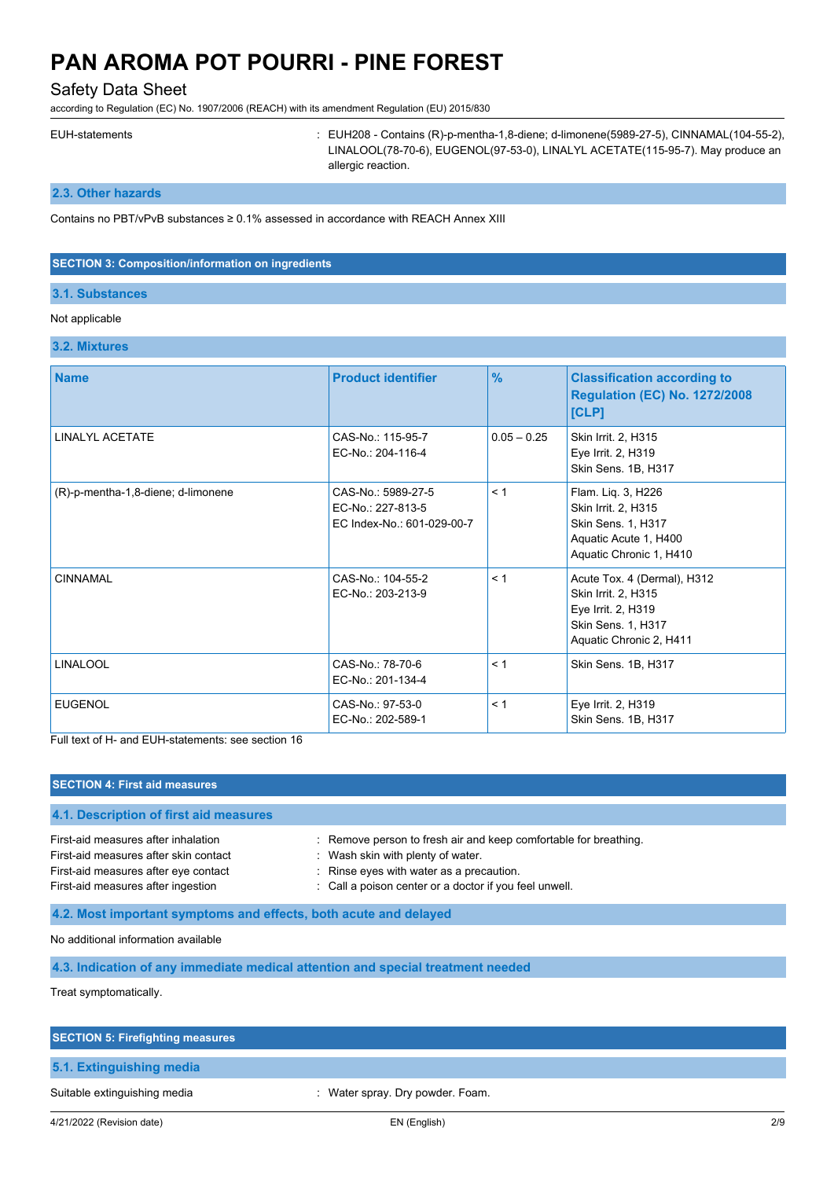EUH-statements : EUH208 - Contains (R)-p-mentha-1,8-diene; d-limonene(5989-27-5), CINNAMAL(104-55-2), LINALOOL(78-70-6), EUGENOL(97-53-0), LINALYL ACETATE(115-95-7). May produce an allergic reaction.

### 2.3. Other hazards

Contains no PBT/vPvB substances ≥ 0.1% assessed in accordance with REACH Annex XIII

## SECTION 3: Composition/information on ingredients

### 3.1. Substances

Not applicable

### 3.2. Mixtures

| Name | Product identifier | % | Classification according to Regulation (EC) No. 1272/2008 [CLP] |
|---|---|---|---|
| LINALYL ACETATE | CAS-No.: 115-95-7<br>EC-No.: 204-116-4 | 0.05 – 0.25 | Skin Irrit. 2, H315<br>Eye Irrit. 2, H319<br>Skin Sens. 1B, H317 |
| (R)-p-mentha-1,8-diene; d-limonene | CAS-No.: 5989-27-5<br>EC-No.: 227-813-5<br>EC Index-No.: 601-029-00-7 | < 1 | Flam. Liq. 3, H226<br>Skin Irrit. 2, H315<br>Skin Sens. 1, H317<br>Aquatic Acute 1, H400<br>Aquatic Chronic 1, H410 |
| CINNAMAL | CAS-No.: 104-55-2<br>EC-No.: 203-213-9 | < 1 | Acute Tox. 4 (Dermal), H312<br>Skin Irrit. 2, H315<br>Eye Irrit. 2, H319<br>Skin Sens. 1, H317<br>Aquatic Chronic 2, H411 |
| LINALOOL | CAS-No.: 78-70-6<br>EC-No.: 201-134-4 | < 1 | Skin Sens. 1B, H317 |
| EUGENOL | CAS-No.: 97-53-0<br>EC-No.: 202-589-1 | < 1 | Eye Irrit. 2, H319<br>Skin Sens. 1B, H317 |

Full text of H- and EUH-statements: see section 16

## SECTION 4: First aid measures

### 4.1. Description of first aid measures

First-aid measures after inhalation : Remove person to fresh air and keep comfortable for breathing.
First-aid measures after skin contact : Wash skin with plenty of water.
First-aid measures after eye contact : Rinse eyes with water as a precaution.
First-aid measures after ingestion : Call a poison center or a doctor if you feel unwell.

### 4.2. Most important symptoms and effects, both acute and delayed

No additional information available

### 4.3. Indication of any immediate medical attention and special treatment needed

Treat symptomatically.

## SECTION 5: Firefighting measures

### 5.1. Extinguishing media

Suitable extinguishing media : Water spray. Dry powder. Foam.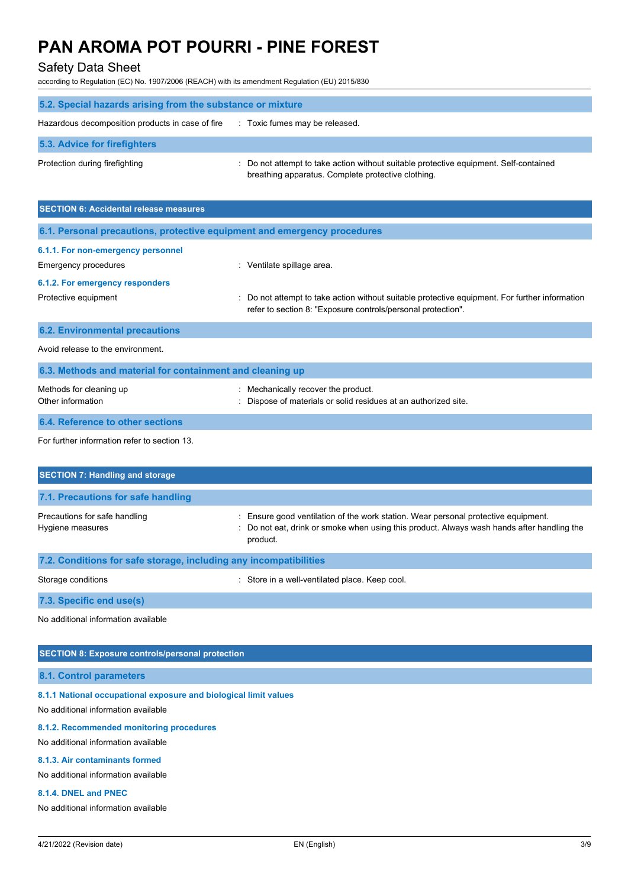### 5.2. Special hazards arising from the substance or mixture

Hazardous decomposition products in case of fire : Toxic fumes may be released.

### 5.3. Advice for firefighters

Protection during firefighting : Do not attempt to take action without suitable protective equipment. Self-contained breathing apparatus. Complete protective clothing.

## SECTION 6: Accidental release measures

### 6.1. Personal precautions, protective equipment and emergency procedures

#### 6.1.1. For non-emergency personnel

Emergency procedures : Ventilate spillage area.

#### 6.1.2. For emergency responders

Protective equipment : Do not attempt to take action without suitable protective equipment. For further information refer to section 8: "Exposure controls/personal protection".

### 6.2. Environmental precautions

Avoid release to the environment.

### 6.3. Methods and material for containment and cleaning up

Methods for cleaning up : Mechanically recover the product.

Other information : Dispose of materials or solid residues at an authorized site.

### 6.4. Reference to other sections

For further information refer to section 13.

## SECTION 7: Handling and storage

### 7.1. Precautions for safe handling

Precautions for safe handling : Ensure good ventilation of the work station. Wear personal protective equipment.

Hygiene measures : Do not eat, drink or smoke when using this product. Always wash hands after handling the product.

### 7.2. Conditions for safe storage, including any incompatibilities

Storage conditions : Store in a well-ventilated place. Keep cool.

### 7.3. Specific end use(s)

No additional information available

## SECTION 8: Exposure controls/personal protection

### 8.1. Control parameters

#### 8.1.1 National occupational exposure and biological limit values

No additional information available

#### 8.1.2. Recommended monitoring procedures

No additional information available

#### 8.1.3. Air contaminants formed

No additional information available

#### 8.1.4. DNEL and PNEC

No additional information available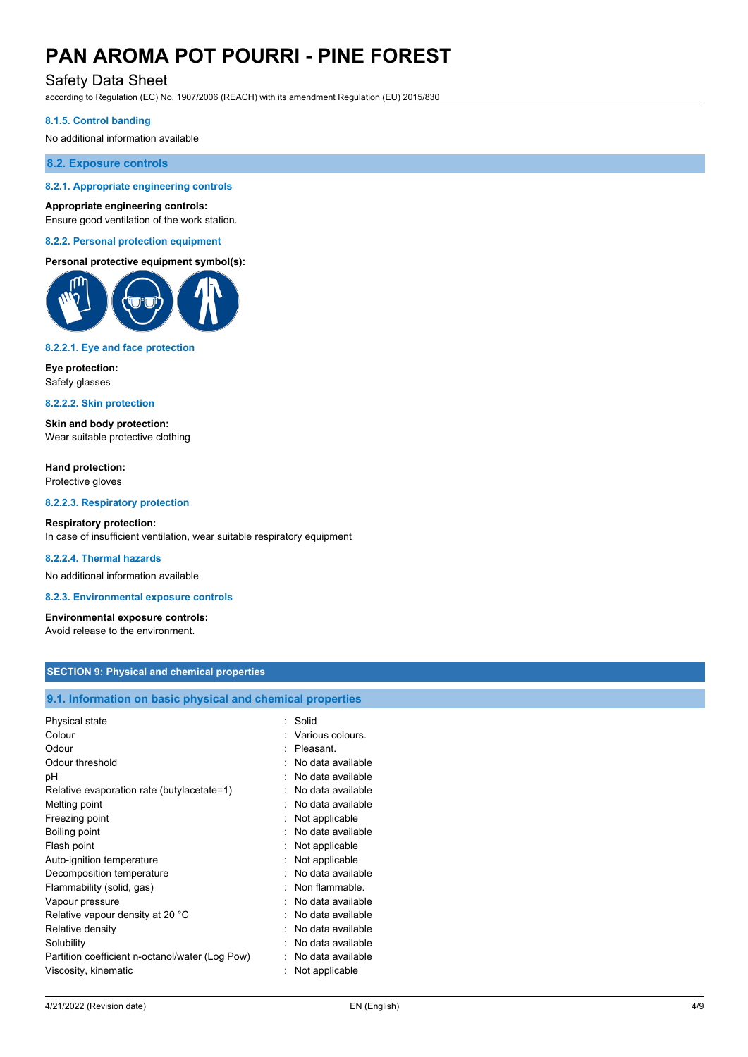#### 8.1.5. Control banding

No additional information available

### 8.2. Exposure controls

#### 8.2.1. Appropriate engineering controls

**Appropriate engineering controls:**
Ensure good ventilation of the work station.

#### 8.2.2. Personal protection equipment

**Personal protective equipment symbol(s):**

#### 8.2.2.1. Eye and face protection

**Eye protection:**
Safety glasses

#### 8.2.2.2. Skin protection

**Skin and body protection:**
Wear suitable protective clothing

**Hand protection:**
Protective gloves

#### 8.2.2.3. Respiratory protection

**Respiratory protection:**
In case of insufficient ventilation, wear suitable respiratory equipment

#### 8.2.2.4. Thermal hazards

No additional information available

#### 8.2.3. Environmental exposure controls

**Environmental exposure controls:**
Avoid release to the environment.

## SECTION 9: Physical and chemical properties

### 9.1. Information on basic physical and chemical properties

| Property | Value |
|---|---|
| Physical state | : Solid |
| Colour | : Various colours. |
| Odour | : Pleasant. |
| Odour threshold | : No data available |
| pH | : No data available |
| Relative evaporation rate (butylacetate=1) | : No data available |
| Melting point | : No data available |
| Freezing point | : Not applicable |
| Boiling point | : No data available |
| Flash point | : Not applicable |
| Auto-ignition temperature | : Not applicable |
| Decomposition temperature | : No data available |
| Flammability (solid, gas) | : Non flammable. |
| Vapour pressure | : No data available |
| Relative vapour density at 20 °C | : No data available |
| Relative density | : No data available |
| Solubility | : No data available |
| Partition coefficient n-octanol/water (Log Pow) | : No data available |
| Viscosity, kinematic | : Not applicable |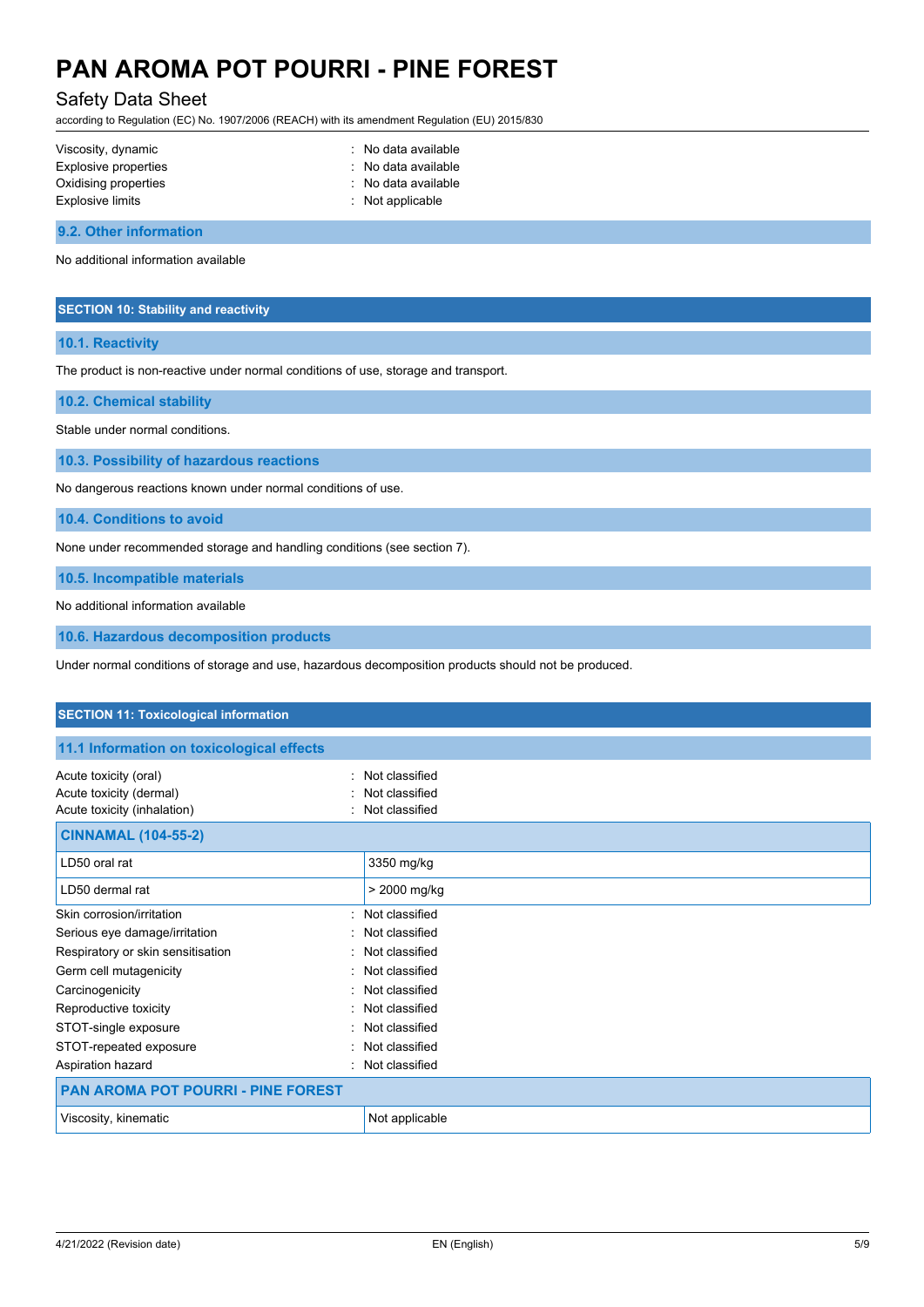| | |
|---|---|
| Viscosity, dynamic | : No data available |
| Explosive properties | : No data available |
| Oxidising properties | : No data available |
| Explosive limits | : Not applicable |

### 9.2. Other information

No additional information available

## SECTION 10: Stability and reactivity

### 10.1. Reactivity

The product is non-reactive under normal conditions of use, storage and transport.

### 10.2. Chemical stability

Stable under normal conditions.

### 10.3. Possibility of hazardous reactions

No dangerous reactions known under normal conditions of use.

### 10.4. Conditions to avoid

None under recommended storage and handling conditions (see section 7).

### 10.5. Incompatible materials

No additional information available

### 10.6. Hazardous decomposition products

Under normal conditions of storage and use, hazardous decomposition products should not be produced.

## SECTION 11: Toxicological information

### 11.1 Information on toxicological effects

| | |
|---|---|
| Acute toxicity (oral) | : Not classified |
| Acute toxicity (dermal) | : Not classified |
| Acute toxicity (inhalation) | : Not classified |

| CINNAMAL (104-55-2) | |
|---|---|
| LD50 oral rat | 3350 mg/kg |
| LD50 dermal rat | > 2000 mg/kg |

| | |
|---|---|
| Skin corrosion/irritation | : Not classified |
| Serious eye damage/irritation | : Not classified |
| Respiratory or skin sensitisation | : Not classified |
| Germ cell mutagenicity | : Not classified |
| Carcinogenicity | : Not classified |
| Reproductive toxicity | : Not classified |
| STOT-single exposure | : Not classified |
| STOT-repeated exposure | : Not classified |
| Aspiration hazard | : Not classified |

| PAN AROMA POT POURRI - PINE FOREST | |
|---|---|
| Viscosity, kinematic | Not applicable |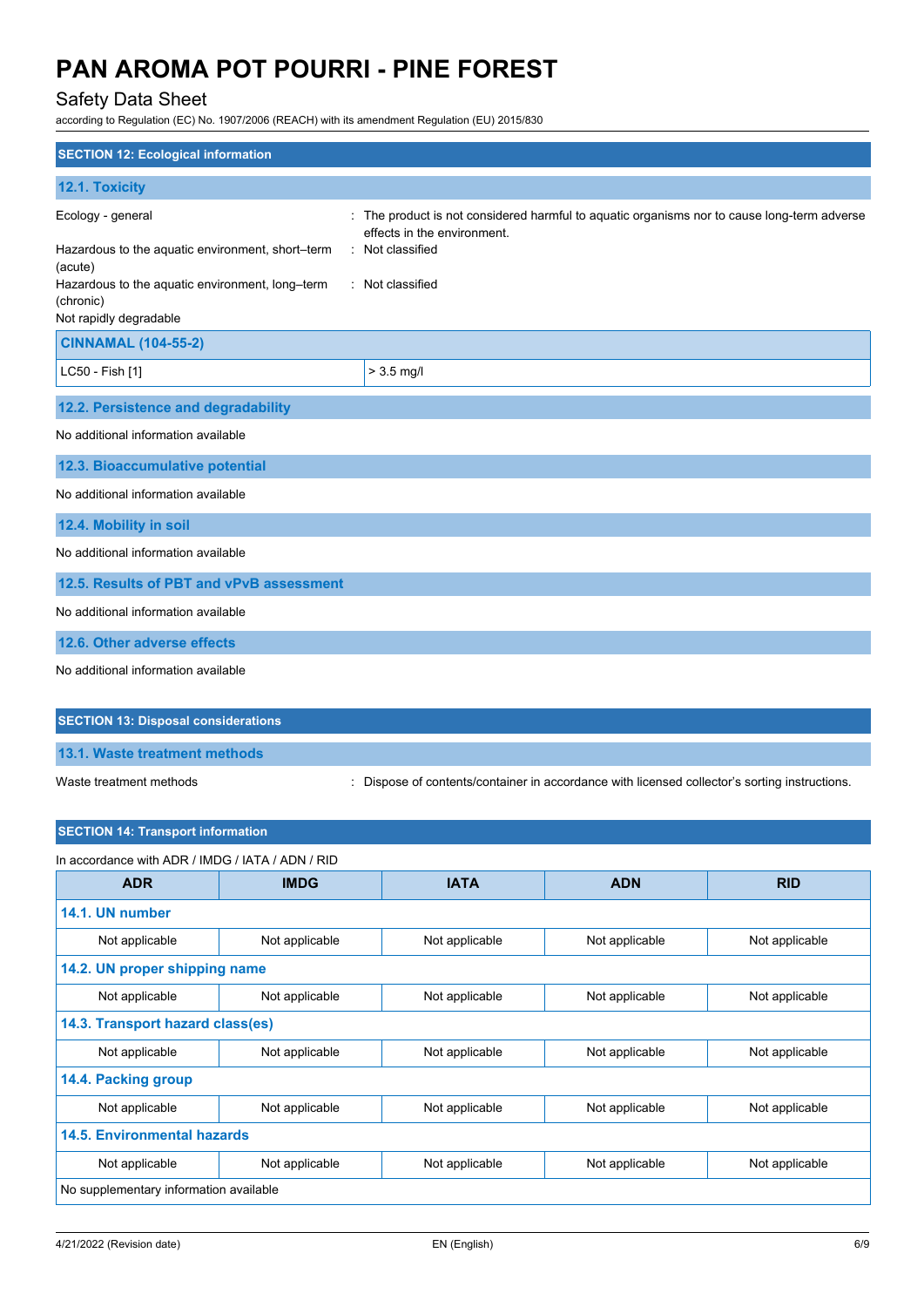## SECTION 12: Ecological information

### 12.1. Toxicity

Ecology - general : The product is not considered harmful to aquatic organisms nor to cause long-term adverse effects in the environment.

Hazardous to the aquatic environment, short–term (acute) : Not classified

Hazardous to the aquatic environment, long–term (chronic) : Not classified

Not rapidly degradable

| CINNAMAL (104-55-2) | |
|---|---|
| LC50 - Fish [1] | > 3.5 mg/l |

### 12.2. Persistence and degradability

No additional information available

### 12.3. Bioaccumulative potential

No additional information available

### 12.4. Mobility in soil

No additional information available

### 12.5. Results of PBT and vPvB assessment

No additional information available

### 12.6. Other adverse effects

No additional information available

## SECTION 13: Disposal considerations

### 13.1. Waste treatment methods

Waste treatment methods : Dispose of contents/container in accordance with licensed collector's sorting instructions.

## SECTION 14: Transport information

In accordance with ADR / IMDG / IATA / ADN / RID

| ADR | IMDG | IATA | ADN | RID |
|---|---|---|---|---|
| **14.1. UN number** | | | | |
| Not applicable | Not applicable | Not applicable | Not applicable | Not applicable |
| **14.2. UN proper shipping name** | | | | |
| Not applicable | Not applicable | Not applicable | Not applicable | Not applicable |
| **14.3. Transport hazard class(es)** | | | | |
| Not applicable | Not applicable | Not applicable | Not applicable | Not applicable |
| **14.4. Packing group** | | | | |
| Not applicable | Not applicable | Not applicable | Not applicable | Not applicable |
| **14.5. Environmental hazards** | | | | |
| Not applicable | Not applicable | Not applicable | Not applicable | Not applicable |
| No supplementary information available | | | | |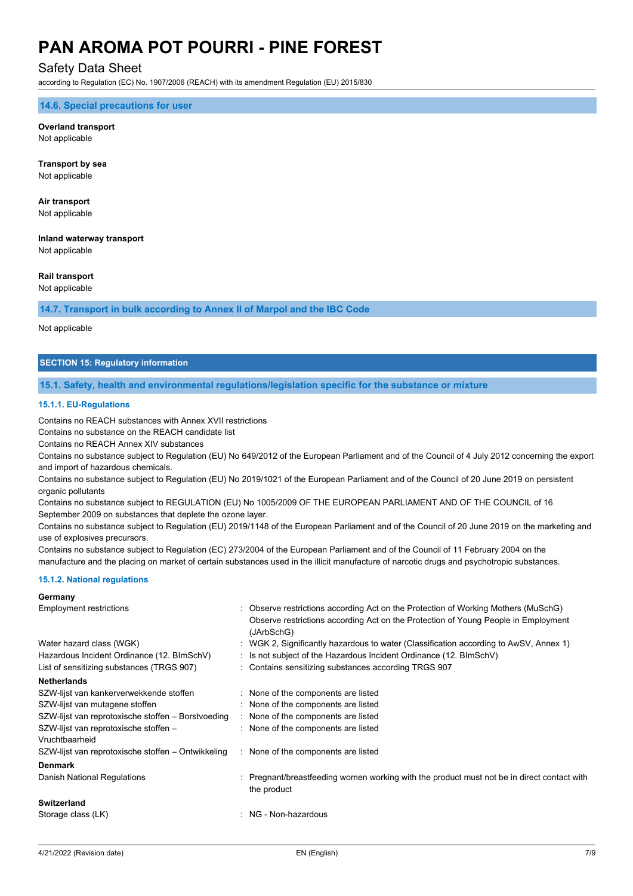### 14.6. Special precautions for user

**Overland transport**
Not applicable

**Transport by sea**
Not applicable

**Air transport**
Not applicable

**Inland waterway transport**
Not applicable

**Rail transport**
Not applicable

### 14.7. Transport in bulk according to Annex II of Marpol and the IBC Code

Not applicable

## SECTION 15: Regulatory information

### 15.1. Safety, health and environmental regulations/legislation specific for the substance or mixture

#### 15.1.1. EU-Regulations

Contains no REACH substances with Annex XVII restrictions
Contains no substance on the REACH candidate list
Contains no REACH Annex XIV substances
Contains no substance subject to Regulation (EU) No 649/2012 of the European Parliament and of the Council of 4 July 2012 concerning the export and import of hazardous chemicals.
Contains no substance subject to Regulation (EU) No 2019/1021 of the European Parliament and of the Council of 20 June 2019 on persistent organic pollutants
Contains no substance subject to REGULATION (EU) No 1005/2009 OF THE EUROPEAN PARLIAMENT AND OF THE COUNCIL of 16 September 2009 on substances that deplete the ozone layer.
Contains no substance subject to Regulation (EU) 2019/1148 of the European Parliament and of the Council of 20 June 2019 on the marketing and use of explosives precursors.
Contains no substance subject to Regulation (EC) 273/2004 of the European Parliament and of the Council of 11 February 2004 on the manufacture and the placing on market of certain substances used in the illicit manufacture of narcotic drugs and psychotropic substances.

#### 15.1.2. National regulations

**Germany**

| | |
|---|---|
| Employment restrictions | : Observe restrictions according Act on the Protection of Working Mothers (MuSchG) Observe restrictions according Act on the Protection of Young People in Employment (JArbSchG) |
| Water hazard class (WGK) | : WGK 2, Significantly hazardous to water (Classification according to AwSV, Annex 1) |
| Hazardous Incident Ordinance (12. BImSchV) | : Is not subject of the Hazardous Incident Ordinance (12. BImSchV) |
| List of sensitizing substances (TRGS 907) | : Contains sensitizing substances according TRGS 907 |

**Netherlands**

| | |
|---|---|
| SZW-lijst van kankerverwekkende stoffen | : None of the components are listed |
| SZW-lijst van mutagene stoffen | : None of the components are listed |
| SZW-lijst van reprotoxische stoffen – Borstvoeding | : None of the components are listed |
| SZW-lijst van reprotoxische stoffen – Vruchtbaarheid | : None of the components are listed |
| SZW-lijst van reprotoxische stoffen – Ontwikkeling | : None of the components are listed |

**Denmark**

| | |
|---|---|
| Danish National Regulations | : Pregnant/breastfeeding women working with the product must not be in direct contact with the product |

**Switzerland**

| | |
|---|---|
| Storage class (LK) | : NG - Non-hazardous |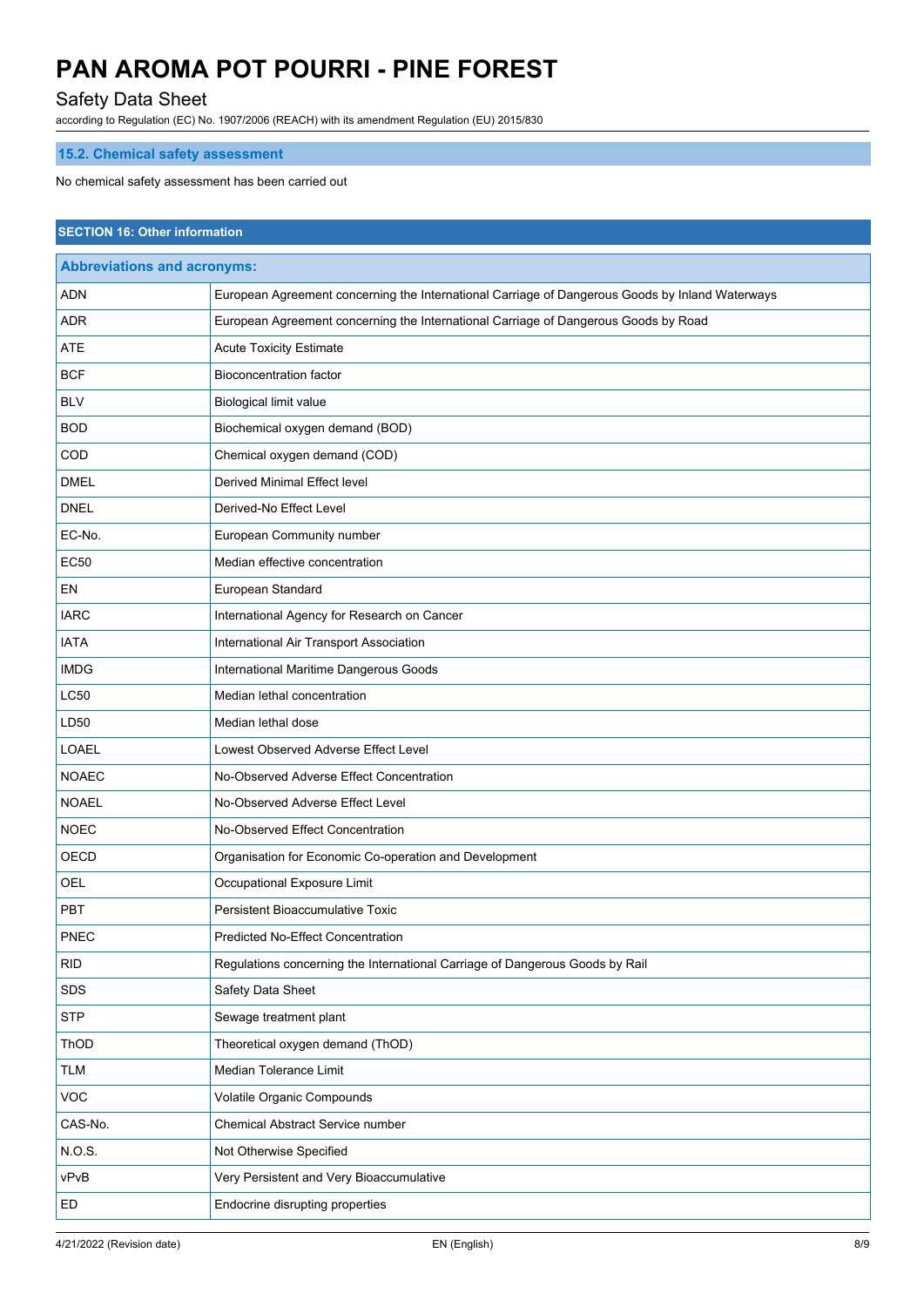### 15.2. Chemical safety assessment

No chemical safety assessment has been carried out

## SECTION 16: Other information

| Abbreviations and acronyms: | |
|---|---|
| ADN | European Agreement concerning the International Carriage of Dangerous Goods by Inland Waterways |
| ADR | European Agreement concerning the International Carriage of Dangerous Goods by Road |
| ATE | Acute Toxicity Estimate |
| BCF | Bioconcentration factor |
| BLV | Biological limit value |
| BOD | Biochemical oxygen demand (BOD) |
| COD | Chemical oxygen demand (COD) |
| DMEL | Derived Minimal Effect level |
| DNEL | Derived-No Effect Level |
| EC-No. | European Community number |
| EC50 | Median effective concentration |
| EN | European Standard |
| IARC | International Agency for Research on Cancer |
| IATA | International Air Transport Association |
| IMDG | International Maritime Dangerous Goods |
| LC50 | Median lethal concentration |
| LD50 | Median lethal dose |
| LOAEL | Lowest Observed Adverse Effect Level |
| NOAEC | No-Observed Adverse Effect Concentration |
| NOAEL | No-Observed Adverse Effect Level |
| NOEC | No-Observed Effect Concentration |
| OECD | Organisation for Economic Co-operation and Development |
| OEL | Occupational Exposure Limit |
| PBT | Persistent Bioaccumulative Toxic |
| PNEC | Predicted No-Effect Concentration |
| RID | Regulations concerning the International Carriage of Dangerous Goods by Rail |
| SDS | Safety Data Sheet |
| STP | Sewage treatment plant |
| ThOD | Theoretical oxygen demand (ThOD) |
| TLM | Median Tolerance Limit |
| VOC | Volatile Organic Compounds |
| CAS-No. | Chemical Abstract Service number |
| N.O.S. | Not Otherwise Specified |
| vPvB | Very Persistent and Very Bioaccumulative |
| ED | Endocrine disrupting properties |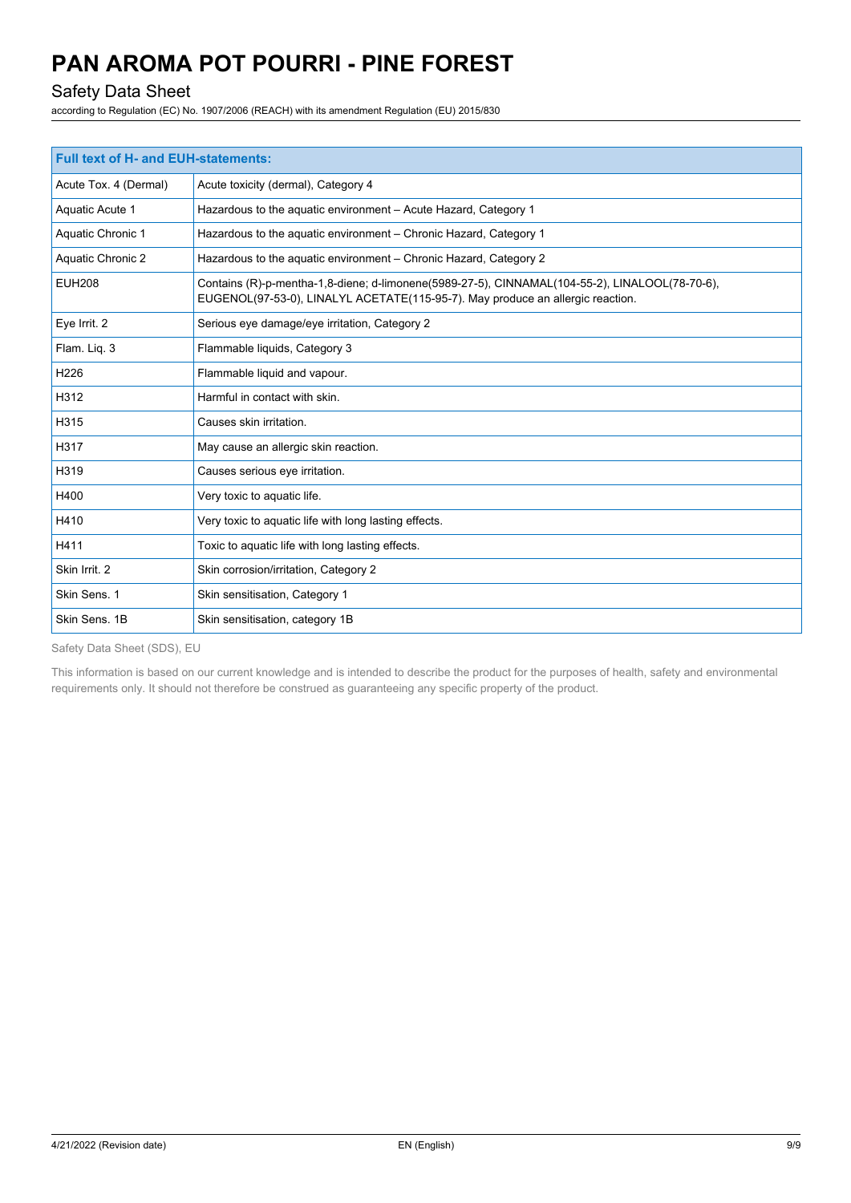| Full text of H- and EUH-statements: | |
| --- | --- |
| Acute Tox. 4 (Dermal) | Acute toxicity (dermal), Category 4 |
| Aquatic Acute 1 | Hazardous to the aquatic environment – Acute Hazard, Category 1 |
| Aquatic Chronic 1 | Hazardous to the aquatic environment – Chronic Hazard, Category 1 |
| Aquatic Chronic 2 | Hazardous to the aquatic environment – Chronic Hazard, Category 2 |
| EUH208 | Contains (R)-p-mentha-1,8-diene; d-limonene(5989-27-5), CINNAMAL(104-55-2), LINALOOL(78-70-6), EUGENOL(97-53-0), LINALYL ACETATE(115-95-7). May produce an allergic reaction. |
| Eye Irrit. 2 | Serious eye damage/eye irritation, Category 2 |
| Flam. Liq. 3 | Flammable liquids, Category 3 |
| H226 | Flammable liquid and vapour. |
| H312 | Harmful in contact with skin. |
| H315 | Causes skin irritation. |
| H317 | May cause an allergic skin reaction. |
| H319 | Causes serious eye irritation. |
| H400 | Very toxic to aquatic life. |
| H410 | Very toxic to aquatic life with long lasting effects. |
| H411 | Toxic to aquatic life with long lasting effects. |
| Skin Irrit. 2 | Skin corrosion/irritation, Category 2 |
| Skin Sens. 1 | Skin sensitisation, Category 1 |
| Skin Sens. 1B | Skin sensitisation, category 1B |

Safety Data Sheet (SDS), EU

This information is based on our current knowledge and is intended to describe the product for the purposes of health, safety and environmental requirements only. It should not therefore be construed as guaranteeing any specific property of the product.